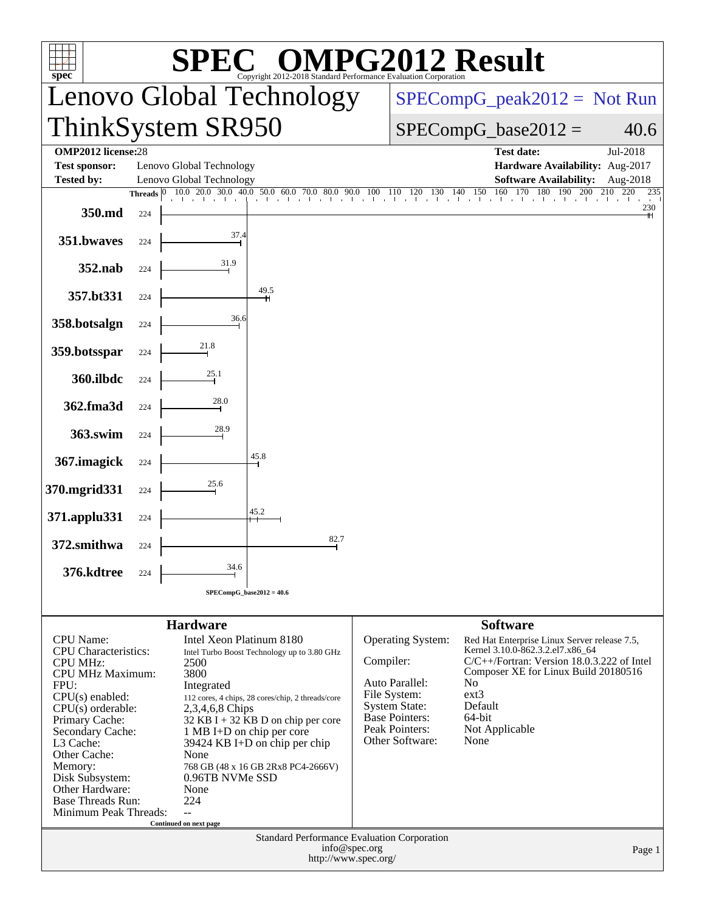# SPEC® OMPG2012 Result

Copyright 2012-2018 Standard Performance Evaluation Corporation

## Lenovo Global Technology
## ThinkSystem SR950

SPECompG_peak2012 = Not Run

SPECompG_base2012 = 40.6

| | | | |
|---|---|---|---|
| **OMP2012 license:** | 28 | **Test date:** | Jul-2018 |
| **Test sponsor:** | Lenovo Global Technology | **Hardware Availability:** | Aug-2017 |
| **Tested by:** | Lenovo Global Technology | **Software Availability:** | Aug-2018 |

| Benchmark | Threads | Base Ratio |
|---|---|---|
| 350.md | 224 | 230 |
| 351.bwaves | 224 | 37.4 |
| 352.nab | 224 | 31.9 |
| 357.bt331 | 224 | 49.5 |
| 358.botsalgn | 224 | 36.6 |
| 359.botsspar | 224 | 21.8 |
| 360.ilbdc | 224 | 25.1 |
| 362.fma3d | 224 | 28.0 |
| 363.swim | 224 | 28.9 |
| 367.imagick | 224 | 45.8 |
| 370.mgrid331 | 224 | 25.6 |
| 371.applu331 | 224 | 45.2 |
| 372.smithwa | 224 | 82.7 |
| 376.kdtree | 224 | 34.6 |

SPECompG_base2012 = 40.6

### Hardware

| | |
|---|---|
| CPU Name: | Intel Xeon Platinum 8180 |
| CPU Characteristics: | Intel Turbo Boost Technology up to 3.80 GHz |
| CPU MHz: | 2500 |
| CPU MHz Maximum: | 3800 |
| FPU: | Integrated |
| CPU(s) enabled: | 112 cores, 4 chips, 28 cores/chip, 2 threads/core |
| CPU(s) orderable: | 2,3,4,6,8 Chips |
| Primary Cache: | 32 KB I + 32 KB D on chip per core |
| Secondary Cache: | 1 MB I+D on chip per core |
| L3 Cache: | 39424 KB I+D on chip per chip |
| Other Cache: | None |
| Memory: | 768 GB (48 x 16 GB 2Rx8 PC4-2666V) |
| Disk Subsystem: | 0.96TB NVMe SSD |
| Other Hardware: | None |
| Base Threads Run: | 224 |
| Minimum Peak Threads: | -- |

Continued on next page

### Software

| | |
|---|---|
| Operating System: | Red Hat Enterprise Linux Server release 7.5, Kernel 3.10.0-862.3.2.el7.x86_64 |
| Compiler: | C/C++/Fortran: Version 18.0.3.222 of Intel Composer XE for Linux Build 20180516 |
| Auto Parallel: | No |
| File System: | ext3 |
| System State: | Default |
| Base Pointers: | 64-bit |
| Peak Pointers: | Not Applicable |
| Other Software: | None |

Standard Performance Evaluation Corporation
info@spec.org
http://www.spec.org/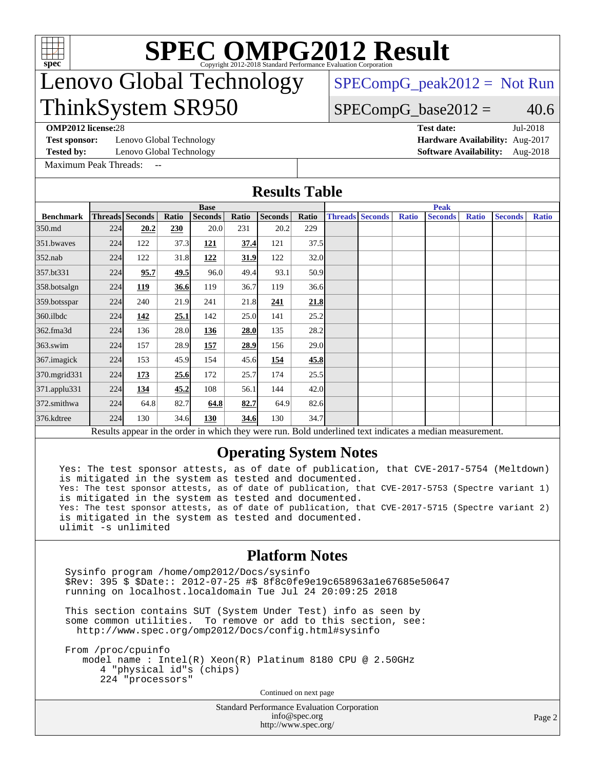# SPEC OMPG2012 Result

Copyright 2012-2018 Standard Performance Evaluation Corporation

## Lenovo Global Technology ThinkSystem SR950

SPECompG_peak2012 = Not Run

SPECompG_base2012 = 40.6

**OMP2012 license:** 28
**Test sponsor:** Lenovo Global Technology
**Tested by:** Lenovo Global Technology
Maximum Peak Threads: --

**Test date:** Jul-2018
**Hardware Availability:** Aug-2017
**Software Availability:** Aug-2018

## Results Table

| | Base | | | | | | | Peak | | | | | | |
|---|---|---|---|---|---|---|---|---|---|---|---|---|---|---|
| **Benchmark** | **Threads** | **Seconds** | **Ratio** | **Seconds** | **Ratio** | **Seconds** | **Ratio** | **Threads** | **Seconds** | **Ratio** | **Seconds** | **Ratio** | **Seconds** | **Ratio** |
| 350.md | 224 | **20.2** | **230** | 20.0 | 231 | 20.2 | 229 | | | | | | | |
| 351.bwaves | 224 | 122 | 37.3 | **121** | **37.4** | 121 | 37.5 | | | | | | | |
| 352.nab | 224 | 122 | 31.8 | **122** | **31.9** | 122 | 32.0 | | | | | | | |
| 357.bt331 | 224 | **95.7** | **49.5** | 96.0 | 49.4 | 93.1 | 50.9 | | | | | | | |
| 358.botsalgn | 224 | **119** | **36.6** | 119 | 36.7 | 119 | 36.6 | | | | | | | |
| 359.botsspar | 224 | 240 | 21.9 | 241 | 21.8 | **241** | **21.8** | | | | | | | |
| 360.ilbdc | 224 | **142** | **25.1** | 142 | 25.0 | 141 | 25.2 | | | | | | | |
| 362.fma3d | 224 | 136 | 28.0 | **136** | **28.0** | 135 | 28.2 | | | | | | | |
| 363.swim | 224 | 157 | 28.9 | **157** | **28.9** | 156 | 29.0 | | | | | | | |
| 367.imagick | 224 | 153 | 45.9 | 154 | 45.6 | **154** | **45.8** | | | | | | | |
| 370.mgrid331 | 224 | **173** | **25.6** | 172 | 25.7 | 174 | 25.5 | | | | | | | |
| 371.applu331 | 224 | **134** | **45.2** | 108 | 56.1 | 144 | 42.0 | | | | | | | |
| 372.smithwa | 224 | 64.8 | 82.7 | **64.8** | **82.7** | 64.9 | 82.6 | | | | | | | |
| 376.kdtree | 224 | 130 | 34.6 | **130** | **34.6** | 130 | 34.7 | | | | | | | |

Results appear in the order in which they were run. Bold underlined text indicates a median measurement.

## Operating System Notes

```
Yes: The test sponsor attests, as of date of publication, that CVE-2017-5754 (Meltdown)
is mitigated in the system as tested and documented.
Yes: The test sponsor attests, as of date of publication, that CVE-2017-5753 (Spectre variant 1)
is mitigated in the system as tested and documented.
Yes: The test sponsor attests, as of date of publication, that CVE-2017-5715 (Spectre variant 2)
is mitigated in the system as tested and documented.
ulimit -s unlimited
```

## Platform Notes

```
Sysinfo program /home/omp2012/Docs/sysinfo
$Rev: 395 $ $Date:: 2012-07-25 #$ 8f8c0fe9e19c658963a1e67685e50647
running on localhost.localdomain Tue Jul 24 20:09:25 2018

This section contains SUT (System Under Test) info as seen by
some common utilities.  To remove or add to this section, see:
  http://www.spec.org/omp2012/Docs/config.html#sysinfo

From /proc/cpuinfo
   model name : Intel(R) Xeon(R) Platinum 8180 CPU @ 2.50GHz
      4 "physical id"s (chips)
      224 "processors"
```

Continued on next page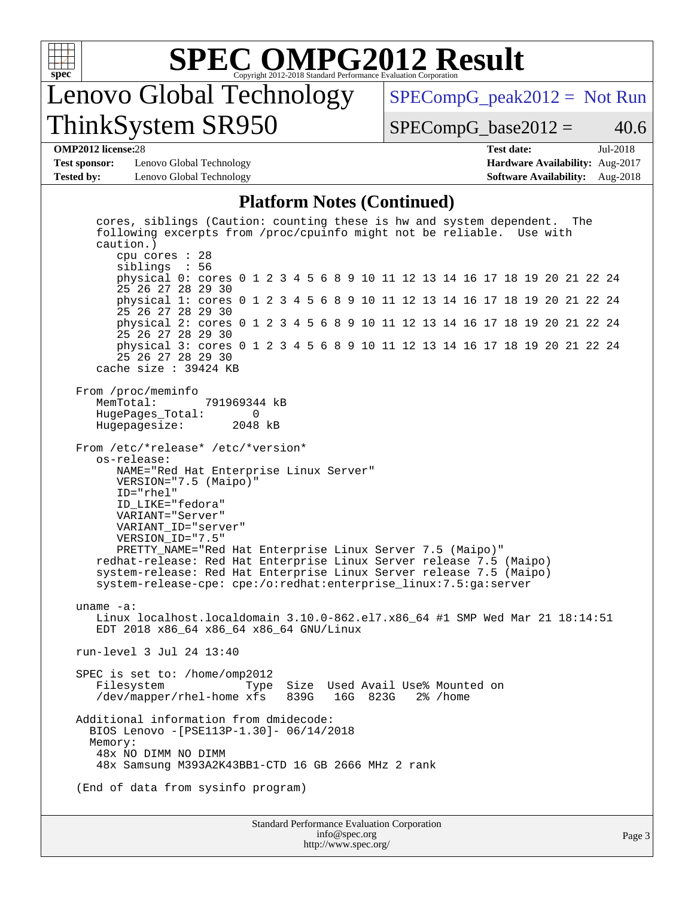# Lenovo Global Technology ThinkSystem SR950

SPECompG_peak2012 = Not Run

SPECompG_base2012 = 40.6

**OMP2012 license:** 28
**Test sponsor:** Lenovo Global Technology
**Tested by:** Lenovo Global Technology
**Test date:** Jul-2018
**Hardware Availability:** Aug-2017
**Software Availability:** Aug-2018

## Platform Notes (Continued)

```
   cores, siblings (Caution: counting these is hw and system dependent.  The
   following excerpts from /proc/cpuinfo might not be reliable.  Use with
   caution.)
      cpu cores : 28
      siblings  : 56
      physical 0: cores 0 1 2 3 4 5 6 8 9 10 11 12 13 14 16 17 18 19 20 21 22 24
      25 26 27 28 29 30
      physical 1: cores 0 1 2 3 4 5 6 8 9 10 11 12 13 14 16 17 18 19 20 21 22 24
      25 26 27 28 29 30
      physical 2: cores 0 1 2 3 4 5 6 8 9 10 11 12 13 14 16 17 18 19 20 21 22 24
      25 26 27 28 29 30
      physical 3: cores 0 1 2 3 4 5 6 8 9 10 11 12 13 14 16 17 18 19 20 21 22 24
      25 26 27 28 29 30
   cache size : 39424 KB

From /proc/meminfo
   MemTotal:       791969344 kB
   HugePages_Total:       0
   Hugepagesize:       2048 kB

From /etc/*release* /etc/*version*
   os-release:
      NAME="Red Hat Enterprise Linux Server"
      VERSION="7.5 (Maipo)"
      ID="rhel"
      ID_LIKE="fedora"
      VARIANT="Server"
      VARIANT_ID="server"
      VERSION_ID="7.5"
      PRETTY_NAME="Red Hat Enterprise Linux Server 7.5 (Maipo)"
   redhat-release: Red Hat Enterprise Linux Server release 7.5 (Maipo)
   system-release: Red Hat Enterprise Linux Server release 7.5 (Maipo)
   system-release-cpe: cpe:/o:redhat:enterprise_linux:7.5:ga:server

uname -a:
   Linux localhost.localdomain 3.10.0-862.el7.x86_64 #1 SMP Wed Mar 21 18:14:51
   EDT 2018 x86_64 x86_64 x86_64 GNU/Linux

run-level 3 Jul 24 13:40

SPEC is set to: /home/omp2012
   Filesystem            Type  Size  Used Avail Use% Mounted on
   /dev/mapper/rhel-home xfs   839G   16G  823G   2% /home

Additional information from dmidecode:
  BIOS Lenovo -[PSE113P-1.30]- 06/14/2018
  Memory:
   48x NO DIMM NO DIMM
   48x Samsung M393A2K43BB1-CTD 16 GB 2666 MHz 2 rank

(End of data from sysinfo program)
```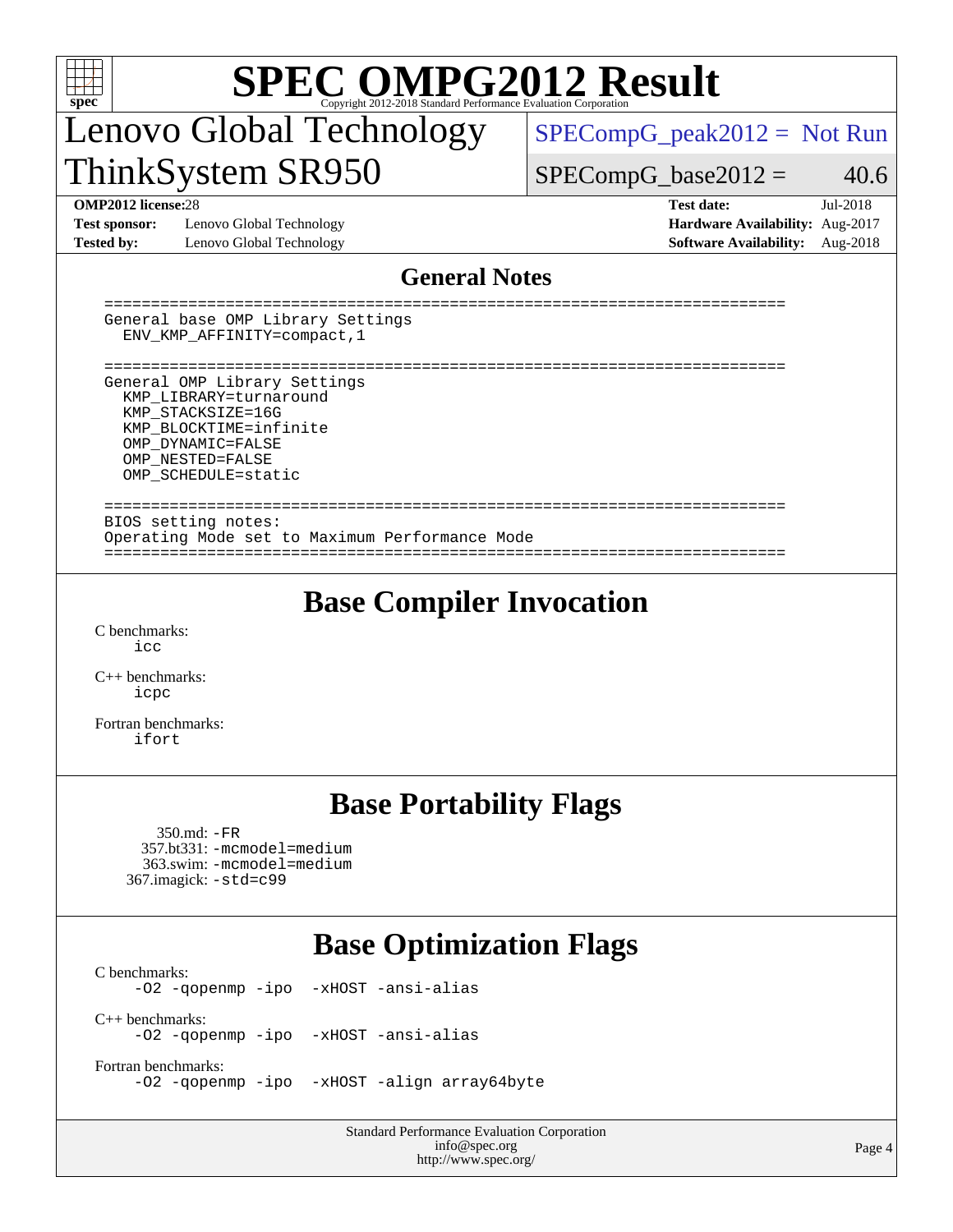# SPEC OMPG2012 Result

Copyright 2012-2018 Standard Performance Evaluation Corporation

## Lenovo Global Technology ThinkSystem SR950

SPECompG_peak2012 = Not Run

SPECompG_base2012 = 40.6

| | | | |
|---|---|---|---|
| **OMP2012 license:** 28 | | **Test date:** | Jul-2018 |
| **Test sponsor:** | Lenovo Global Technology | **Hardware Availability:** | Aug-2017 |
| **Tested by:** | Lenovo Global Technology | **Software Availability:** | Aug-2018 |

## General Notes

```
========================================================================
General base OMP Library Settings
  ENV_KMP_AFFINITY=compact,1

========================================================================
General OMP Library Settings
  KMP_LIBRARY=turnaround
  KMP_STACKSIZE=16G
  KMP_BLOCKTIME=infinite
  OMP_DYNAMIC=FALSE
  OMP_NESTED=FALSE
  OMP_SCHEDULE=static

========================================================================
BIOS setting notes:
Operating Mode set to Maximum Performance Mode
========================================================================
```

## Base Compiler Invocation

C benchmarks:
icc

C++ benchmarks:
icpc

Fortran benchmarks:
ifort

## Base Portability Flags

350.md: -FR
357.bt331: -mcmodel=medium
363.swim: -mcmodel=medium
367.imagick: -std=c99

## Base Optimization Flags

C benchmarks:
-O2 -qopenmp -ipo -xHOST -ansi-alias

C++ benchmarks:
-O2 -qopenmp -ipo -xHOST -ansi-alias

Fortran benchmarks:
-O2 -qopenmp -ipo -xHOST -align array64byte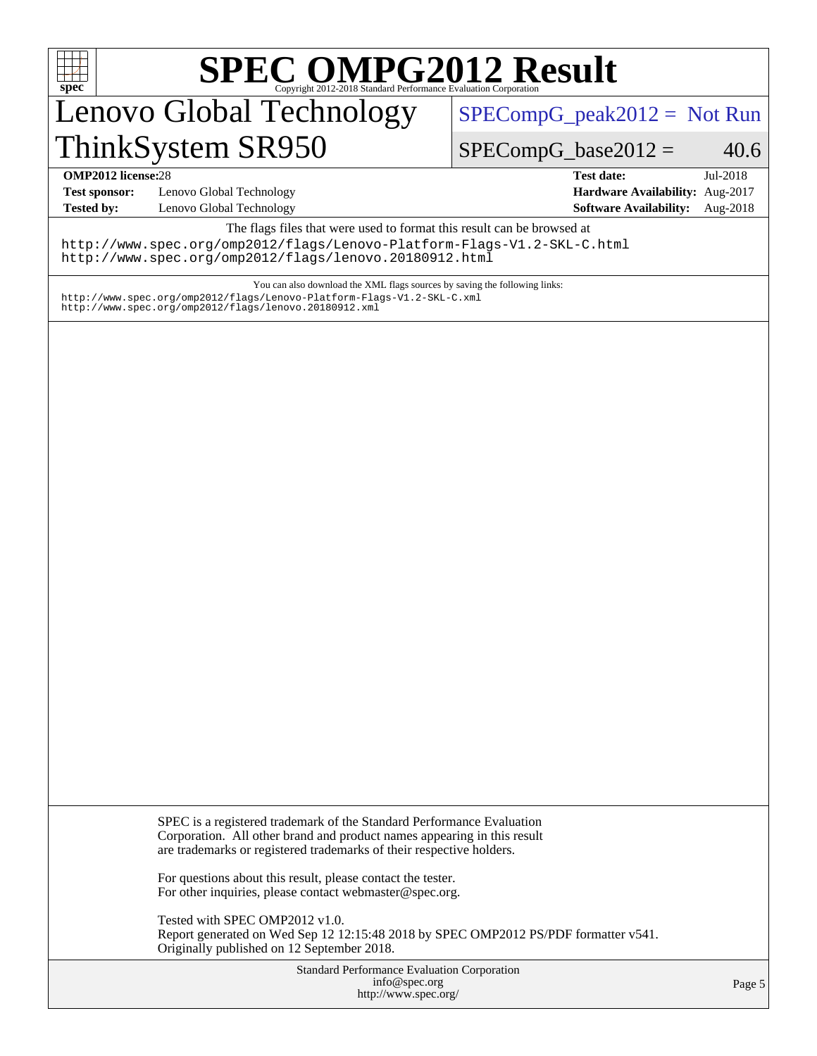# SPEC OMPG2012 Result

Copyright 2012-2018 Standard Performance Evaluation Corporation

## Lenovo Global Technology ThinkSystem SR950

SPECompG_peak2012 = Not Run

SPECompG_base2012 = 40.6

| | | | |
|---|---|---|---|
| **OMP2012 license:** | 28 | **Test date:** | Jul-2018 |
| **Test sponsor:** | Lenovo Global Technology | **Hardware Availability:** | Aug-2017 |
| **Tested by:** | Lenovo Global Technology | **Software Availability:** | Aug-2018 |

The flags files that were used to format this result can be browsed at
http://www.spec.org/omp2012/flags/Lenovo-Platform-Flags-V1.2-SKL-C.html
http://www.spec.org/omp2012/flags/lenovo.20180912.html

You can also download the XML flags sources by saving the following links:
http://www.spec.org/omp2012/flags/Lenovo-Platform-Flags-V1.2-SKL-C.xml
http://www.spec.org/omp2012/flags/lenovo.20180912.xml

SPEC is a registered trademark of the Standard Performance Evaluation Corporation. All other brand and product names appearing in this result are trademarks or registered trademarks of their respective holders.

For questions about this result, please contact the tester.
For other inquiries, please contact webmaster@spec.org.

Tested with SPEC OMP2012 v1.0.
Report generated on Wed Sep 12 12:15:48 2018 by SPEC OMP2012 PS/PDF formatter v541.
Originally published on 12 September 2018.

Standard Performance Evaluation Corporation
info@spec.org
http://www.spec.org/